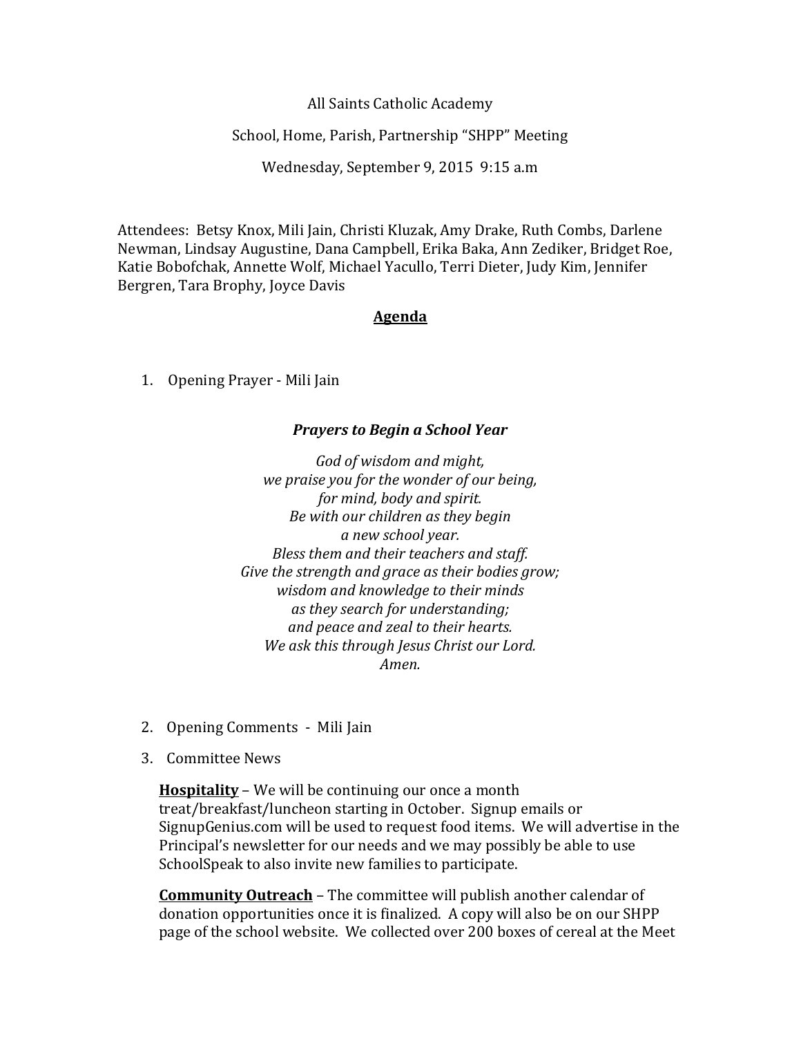All Saints Catholic Academy

School, Home, Parish, Partnership "SHPP" Meeting

Wednesday, September 9, 2015  9:15 a.m

Attendees: Betsy Knox, Mili Jain, Christi Kluzak, Amy Drake, Ruth Combs, Darlene Newman, Lindsay Augustine, Dana Campbell, Erika Baka, Ann Zediker, Bridget Roe, Katie Bobofchak, Annette Wolf, Michael Yacullo, Terri Dieter, Judy Kim, Jennifer Bergren, Tara Brophy, Joyce Davis

## **Agenda**

1. Opening Prayer - Mili Jain

***Prayers to Begin a School Year***

*God of wisdom and might,*
*we praise you for the wonder of our being,*
*for mind, body and spirit.*
*Be with our children as they begin*
*a new school year.*
*Bless them and their teachers and staff.*
*Give the strength and grace as their bodies grow;*
*wisdom and knowledge to their minds*
*as they search for understanding;*
*and peace and zeal to their hearts.*
*We ask this through Jesus Christ our Lord.*
*Amen.*

2. Opening Comments - Mili Jain
3. Committee News

**Hospitality** – We will be continuing our once a month treat/breakfast/luncheon starting in October. Signup emails or SignupGenius.com will be used to request food items. We will advertise in the Principal's newsletter for our needs and we may possibly be able to use SchoolSpeak to also invite new families to participate.

**Community Outreach** – The committee will publish another calendar of donation opportunities once it is finalized. A copy will also be on our SHPP page of the school website. We collected over 200 boxes of cereal at the Meet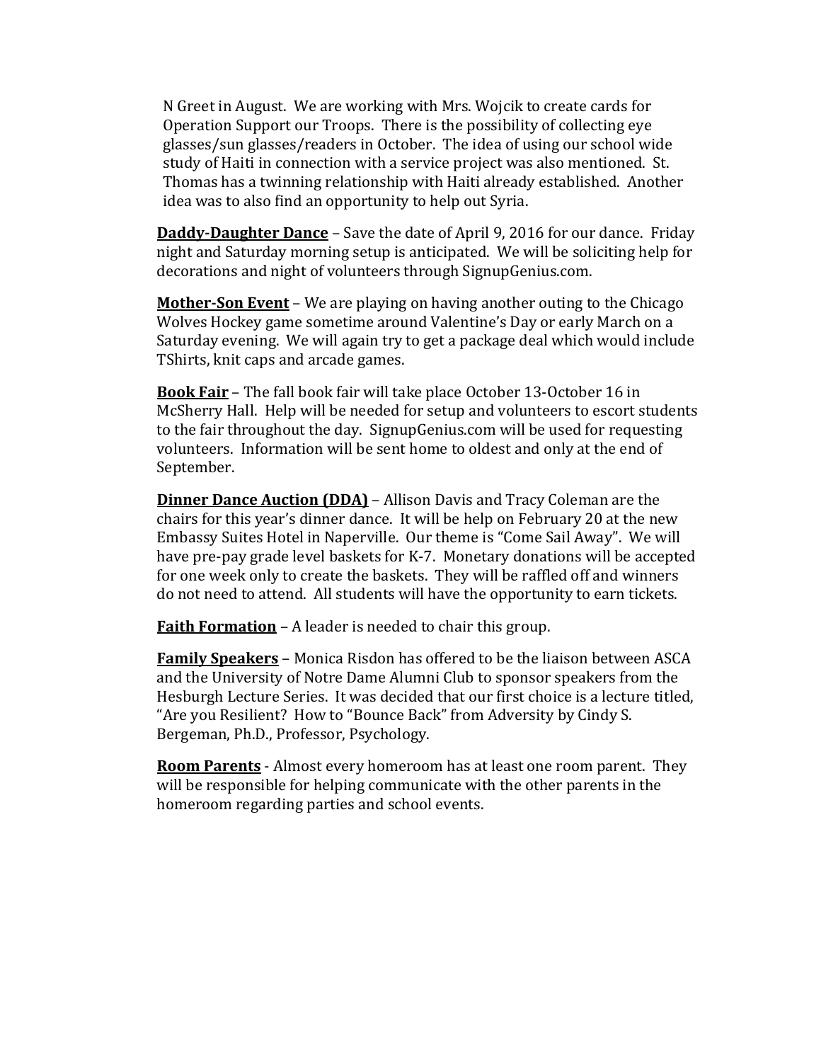N Greet in August. We are working with Mrs. Wojcik to create cards for Operation Support our Troops. There is the possibility of collecting eye glasses/sun glasses/readers in October. The idea of using our school wide study of Haiti in connection with a service project was also mentioned. St. Thomas has a twinning relationship with Haiti already established. Another idea was to also find an opportunity to help out Syria.

**Daddy-Daughter Dance** – Save the date of April 9, 2016 for our dance. Friday night and Saturday morning setup is anticipated. We will be soliciting help for decorations and night of volunteers through SignupGenius.com.

**Mother-Son Event** – We are playing on having another outing to the Chicago Wolves Hockey game sometime around Valentine's Day or early March on a Saturday evening. We will again try to get a package deal which would include TShirts, knit caps and arcade games.

**Book Fair** – The fall book fair will take place October 13-October 16 in McSherry Hall. Help will be needed for setup and volunteers to escort students to the fair throughout the day. SignupGenius.com will be used for requesting volunteers. Information will be sent home to oldest and only at the end of September.

**Dinner Dance Auction (DDA)** – Allison Davis and Tracy Coleman are the chairs for this year's dinner dance. It will be help on February 20 at the new Embassy Suites Hotel in Naperville. Our theme is "Come Sail Away". We will have pre-pay grade level baskets for K-7. Monetary donations will be accepted for one week only to create the baskets. They will be raffled off and winners do not need to attend. All students will have the opportunity to earn tickets.

**Faith Formation** – A leader is needed to chair this group.

**Family Speakers** – Monica Risdon has offered to be the liaison between ASCA and the University of Notre Dame Alumni Club to sponsor speakers from the Hesburgh Lecture Series. It was decided that our first choice is a lecture titled, "Are you Resilient? How to "Bounce Back" from Adversity by Cindy S. Bergeman, Ph.D., Professor, Psychology.

**Room Parents** - Almost every homeroom has at least one room parent. They will be responsible for helping communicate with the other parents in the homeroom regarding parties and school events.